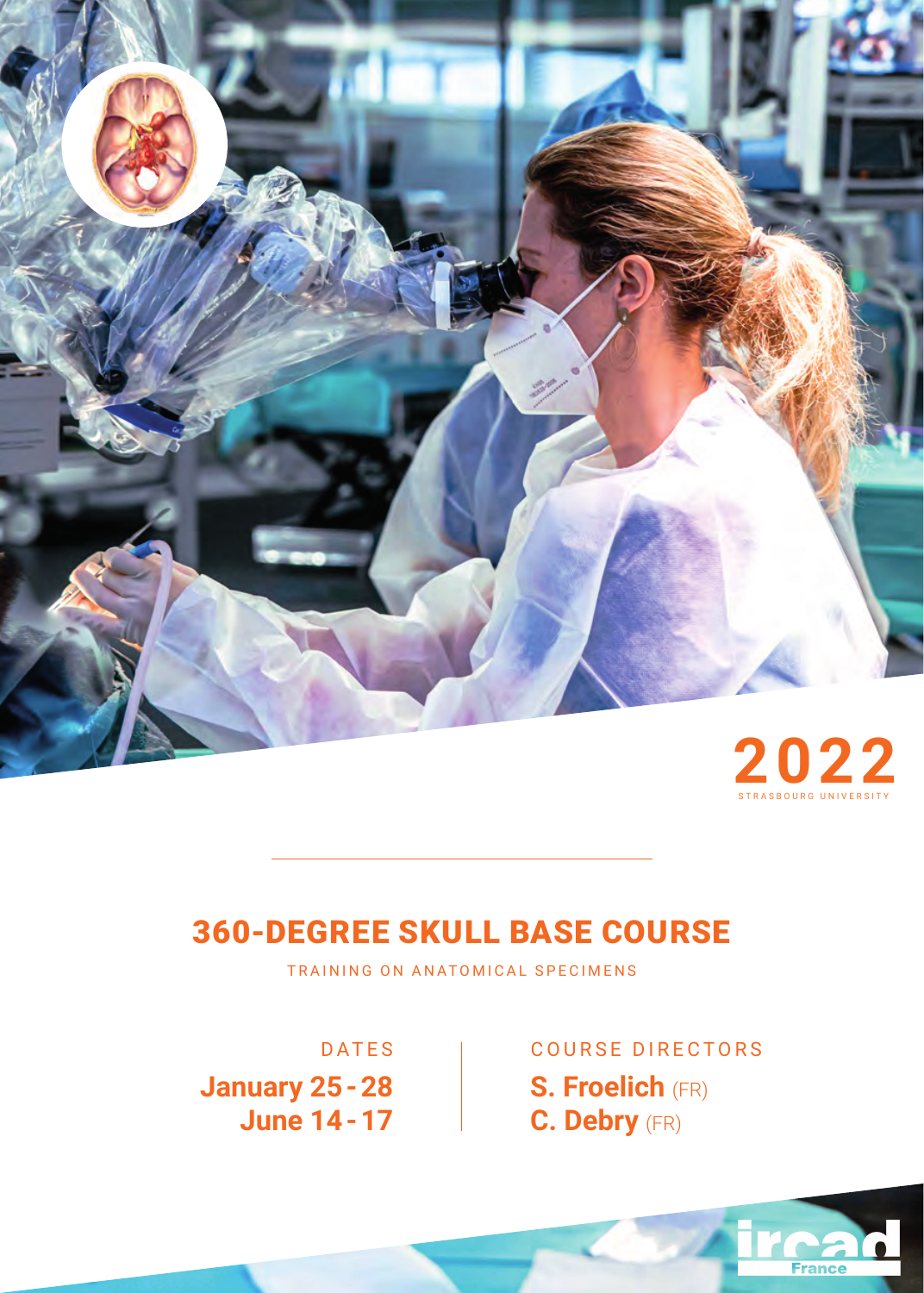2022

STRASBOURG UNIVERSITY

# 360-DEGREE SKULL BASE COURSE

TRAINING ON ANATOMICAL SPECIMENS

DATES

**January 25 - 28**
**June 14 - 17**

COURSE DIRECTORS

**S. Froelich** (FR)
**C. Debry** (FR)

ircad France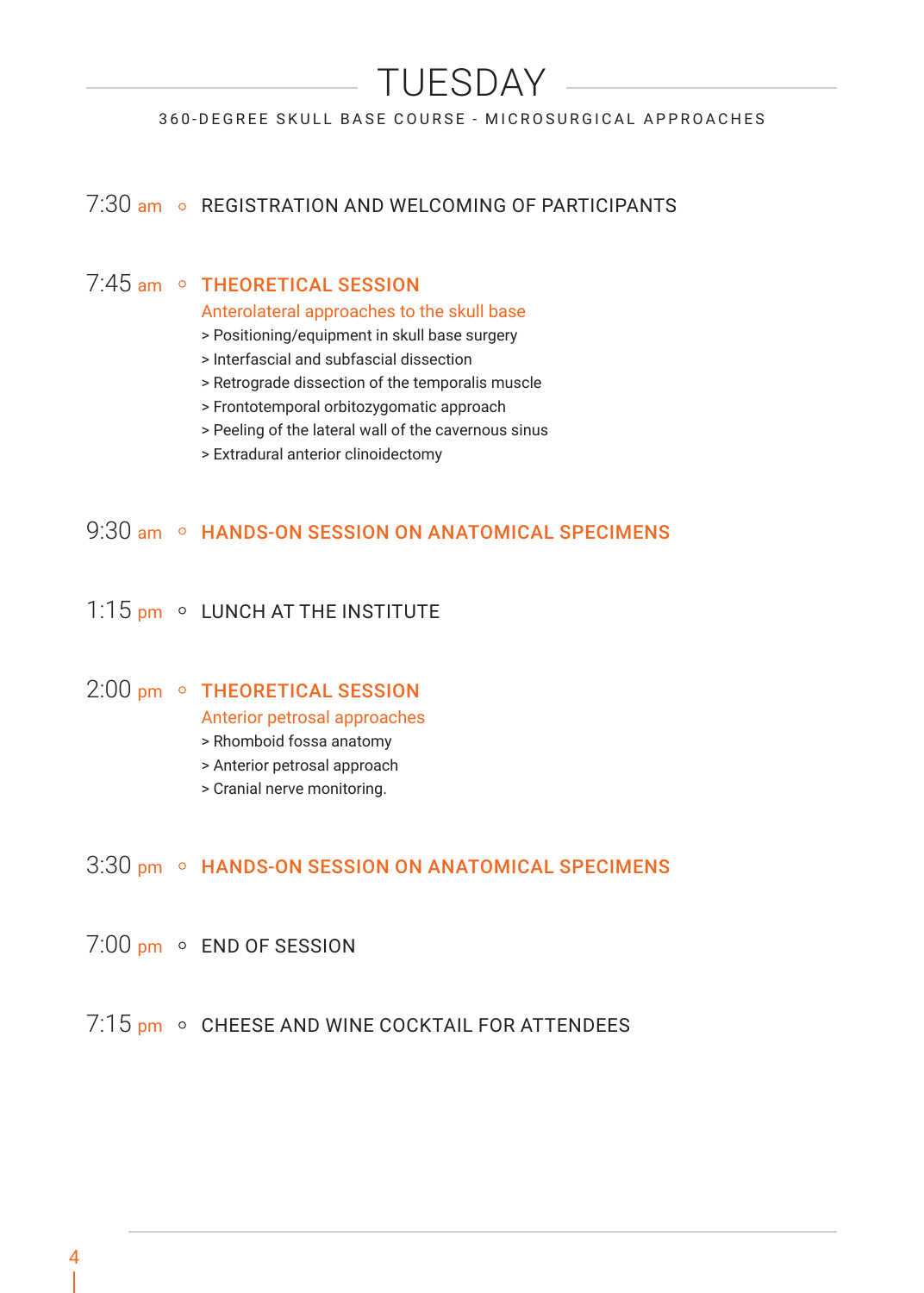# TUESDAY

360-DEGREE SKULL BASE COURSE - MICROSURGICAL APPROACHES

**7:30 am** ◦ REGISTRATION AND WELCOMING OF PARTICIPANTS

**7:45 am** ◦ **THEORETICAL SESSION**

Anterolateral approaches to the skull base

> Positioning/equipment in skull base surgery
> Interfascial and subfascial dissection
> Retrograde dissection of the temporalis muscle
> Frontotemporal orbitozygomatic approach
> Peeling of the lateral wall of the cavernous sinus
> Extradural anterior clinoidectomy

**9:30 am** ◦ **HANDS-ON SESSION ON ANATOMICAL SPECIMENS**

**1:15 pm** ◦ LUNCH AT THE INSTITUTE

**2:00 pm** ◦ **THEORETICAL SESSION**

Anterior petrosal approaches

> Rhomboid fossa anatomy
> Anterior petrosal approach
> Cranial nerve monitoring.

**3:30 pm** ◦ **HANDS-ON SESSION ON ANATOMICAL SPECIMENS**

**7:00 pm** ◦ END OF SESSION

**7:15 pm** ◦ CHEESE AND WINE COCKTAIL FOR ATTENDEES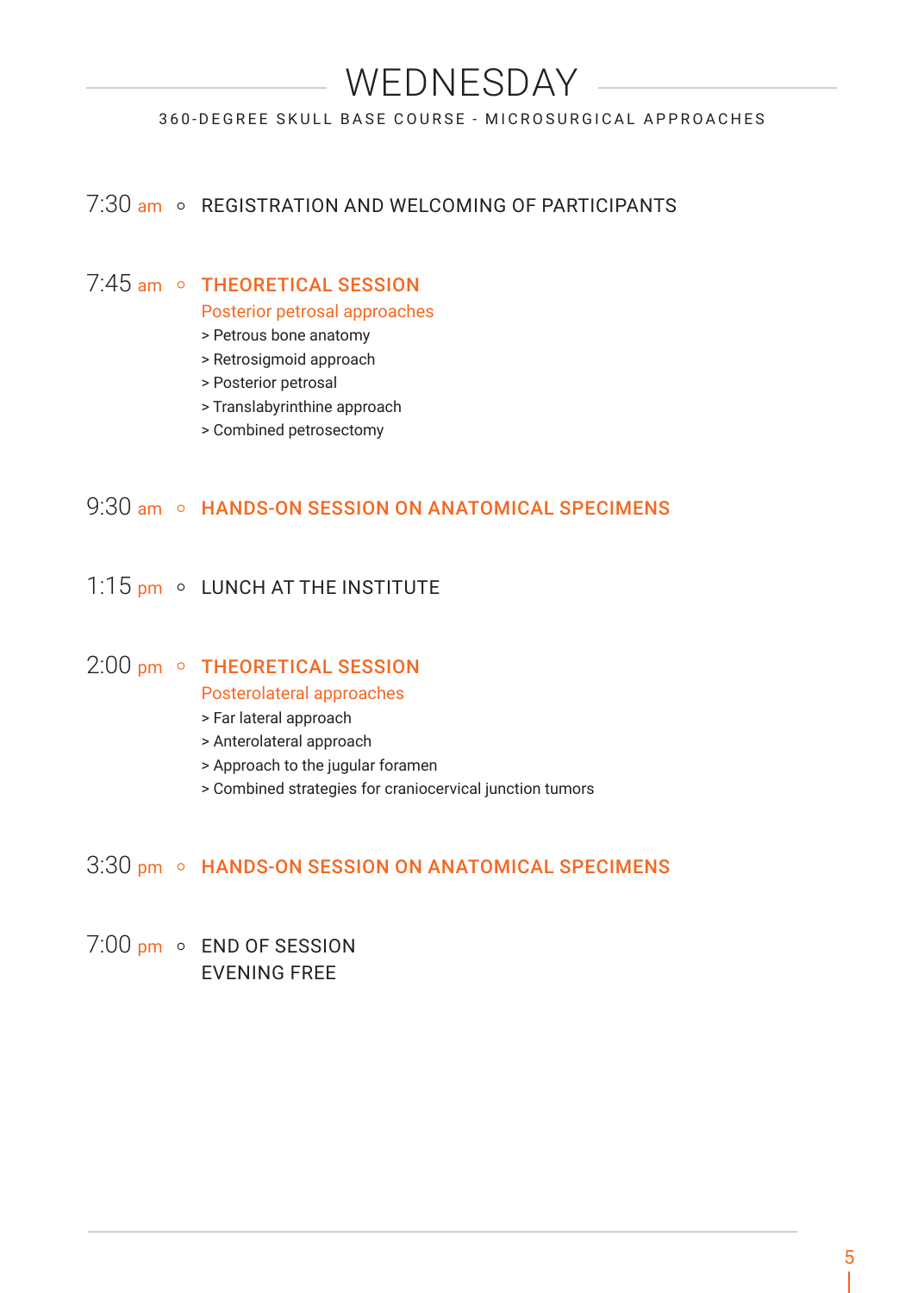# WEDNESDAY

360-DEGREE SKULL BASE COURSE - MICROSURGICAL APPROACHES

7:30 am ○ REGISTRATION AND WELCOMING OF PARTICIPANTS

7:45 am ○ **THEORETICAL SESSION**

Posterior petrosal approaches

> Petrous bone anatomy
> Retrosigmoid approach
> Posterior petrosal
> Translabyrinthine approach
> Combined petrosectomy

9:30 am ○ **HANDS-ON SESSION ON ANATOMICAL SPECIMENS**

1:15 pm ○ LUNCH AT THE INSTITUTE

2:00 pm ○ **THEORETICAL SESSION**

Posterolateral approaches

> Far lateral approach
> Anterolateral approach
> Approach to the jugular foramen
> Combined strategies for craniocervical junction tumors

3:30 pm ○ **HANDS-ON SESSION ON ANATOMICAL SPECIMENS**

7:00 pm ○ END OF SESSION
EVENING FREE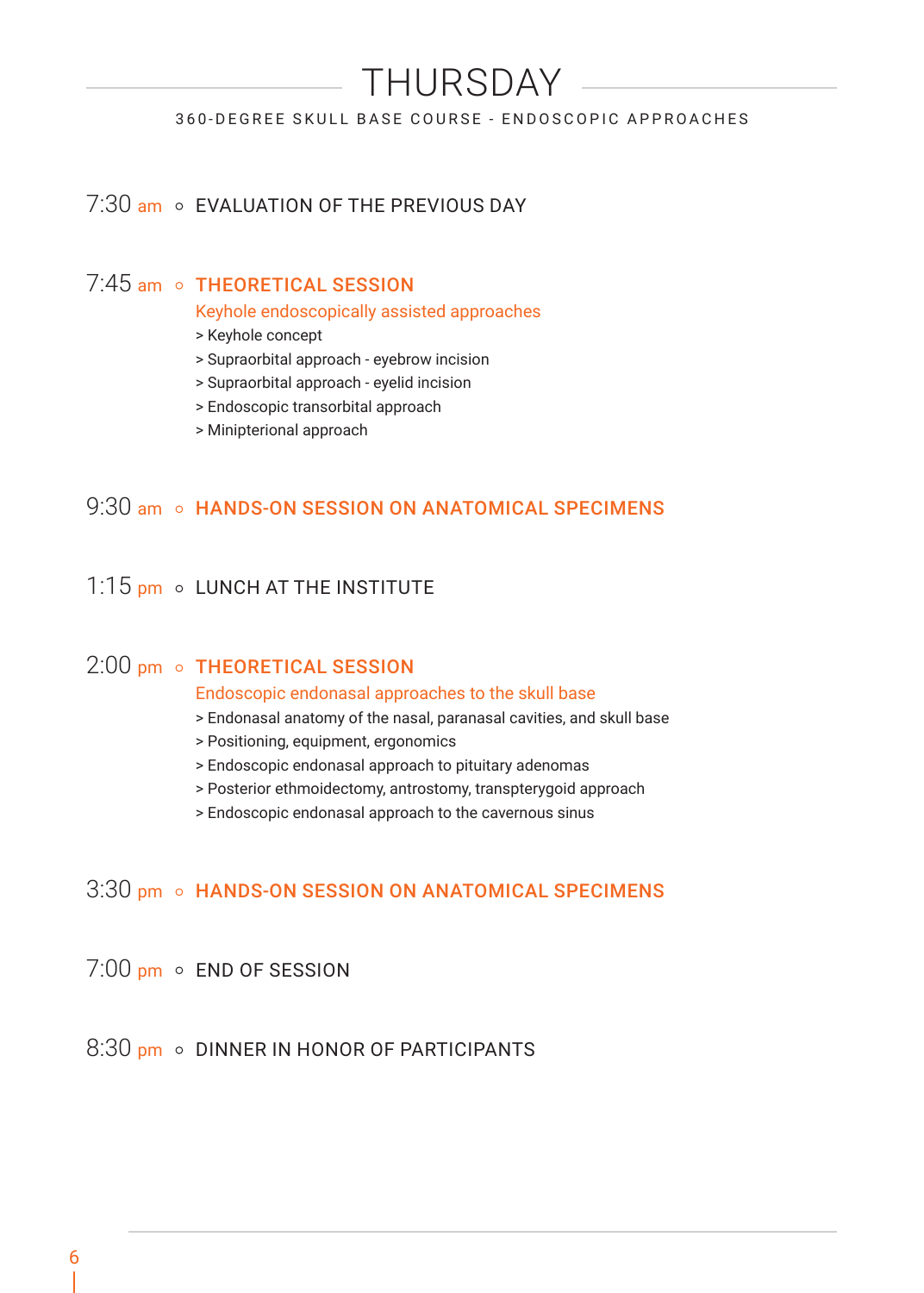# THURSDAY

360-DEGREE SKULL BASE COURSE - ENDOSCOPIC APPROACHES

7:30 am ○ EVALUATION OF THE PREVIOUS DAY

7:45 am ○ **THEORETICAL SESSION**

Keyhole endoscopically assisted approaches

> Keyhole concept
> Supraorbital approach - eyebrow incision
> Supraorbital approach - eyelid incision
> Endoscopic transorbital approach
> Minipterional approach

9:30 am ○ **HANDS-ON SESSION ON ANATOMICAL SPECIMENS**

1:15 pm ○ LUNCH AT THE INSTITUTE

2:00 pm ○ **THEORETICAL SESSION**

Endoscopic endonasal approaches to the skull base

> Endonasal anatomy of the nasal, paranasal cavities, and skull base
> Positioning, equipment, ergonomics
> Endoscopic endonasal approach to pituitary adenomas
> Posterior ethmoidectomy, antrostomy, transpterygoid approach
> Endoscopic endonasal approach to the cavernous sinus

3:30 pm ○ **HANDS-ON SESSION ON ANATOMICAL SPECIMENS**

7:00 pm ○ END OF SESSION

8:30 pm ○ DINNER IN HONOR OF PARTICIPANTS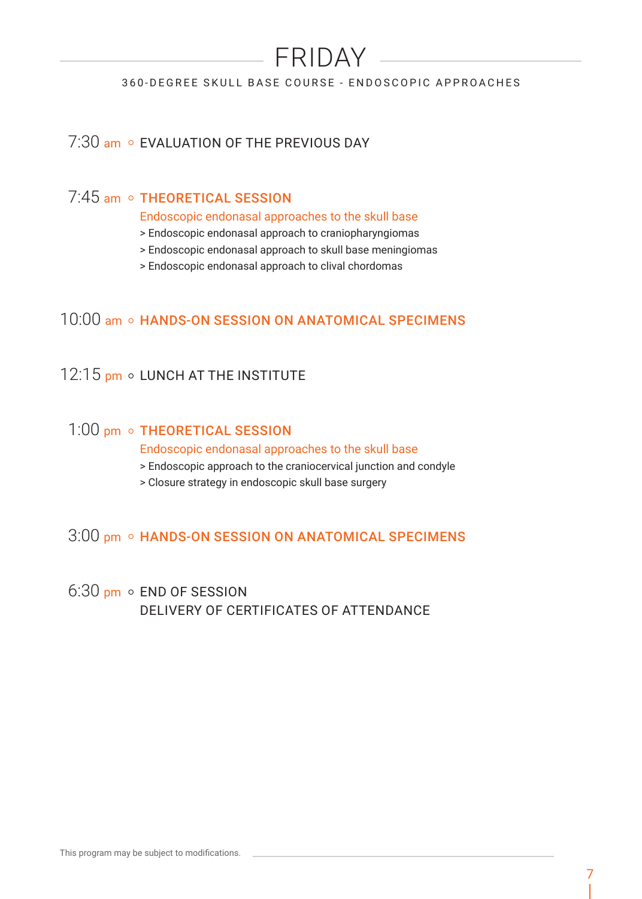# FRIDAY

360-DEGREE SKULL BASE COURSE - ENDOSCOPIC APPROACHES

7:30 am ○ EVALUATION OF THE PREVIOUS DAY

7:45 am ○ **THEORETICAL SESSION**

Endoscopic endonasal approaches to the skull base

> Endoscopic endonasal approach to craniopharyngiomas

> Endoscopic endonasal approach to skull base meningiomas

> Endoscopic endonasal approach to clival chordomas

10:00 am ○ **HANDS-ON SESSION ON ANATOMICAL SPECIMENS**

12:15 pm ○ LUNCH AT THE INSTITUTE

1:00 pm ○ **THEORETICAL SESSION**

Endoscopic endonasal approaches to the skull base

> Endoscopic approach to the craniocervical junction and condyle

> Closure strategy in endoscopic skull base surgery

3:00 pm ○ **HANDS-ON SESSION ON ANATOMICAL SPECIMENS**

6:30 pm ○ END OF SESSION

DELIVERY OF CERTIFICATES OF ATTENDANCE

This program may be subject to modifications.